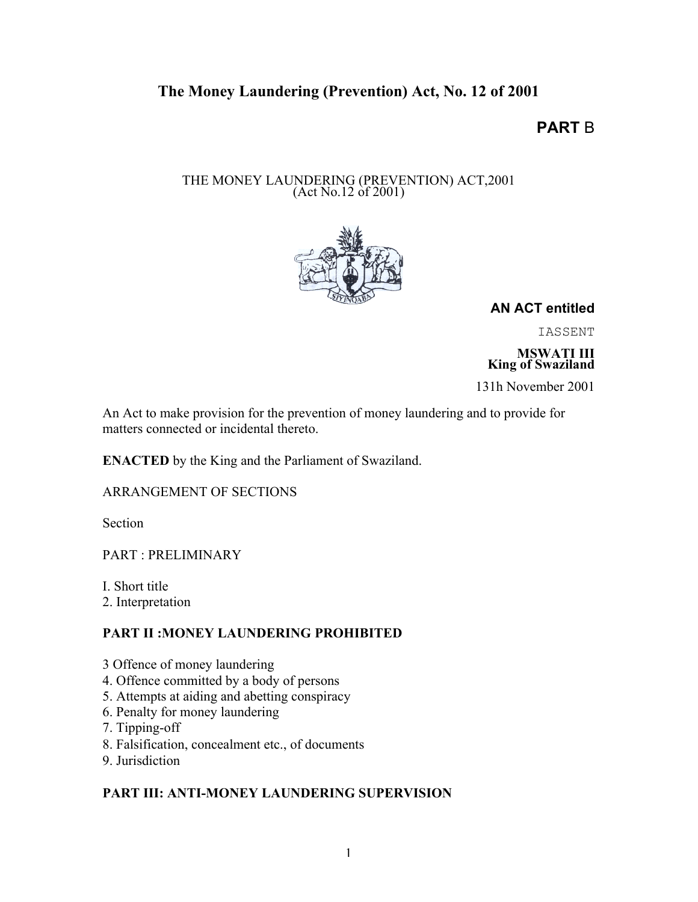# The Money Laundering (Prevention) Act, No. 12 of 2001

**PART** B

THE MONEY LAUNDERING (PREVENTION) ACT,2001
(Act No.12 of 2001)

**AN ACT entitled**

IASSENT

**MSWATI III**
**King of Swaziland**

131h November 2001

An Act to make provision for the prevention of money laundering and to provide for matters connected or incidental thereto.

**ENACTED** by the King and the Parliament of Swaziland.

ARRANGEMENT OF SECTIONS

Section

PART : PRELIMINARY

I. Short title
2. Interpretation

**PART II :MONEY LAUNDERING PROHIBITED**

3 Offence of money laundering
4. Offence committed by a body of persons
5. Attempts at aiding and abetting conspiracy
6. Penalty for money laundering
7. Tipping-off
8. Falsification, concealment etc., of documents
9. Jurisdiction

**PART III: ANTI-MONEY LAUNDERING SUPERVISION**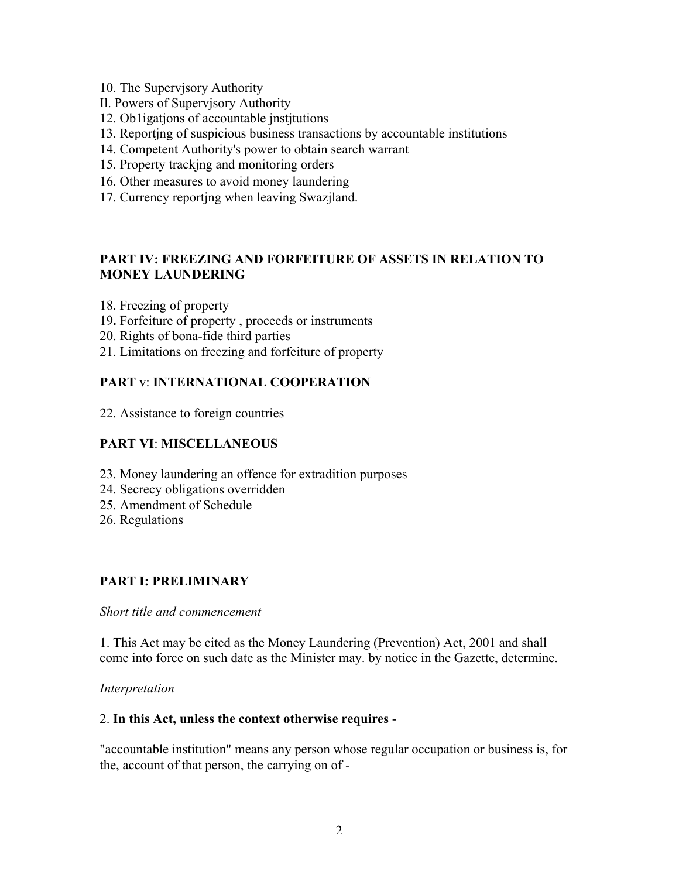10. The Supervjsory Authority
Il. Powers of Supervjsory Authority
12. Ob1igatjons of accountable jnstjtutions
13. Reportjng of suspicious business transactions by accountable institutions
14. Competent Authority's power to obtain search warrant
15. Property trackjng and monitoring orders
16. Other measures to avoid money laundering
17. Currency reportjng when leaving Swazjland.

**PART IV: FREEZING AND FORFEITURE OF ASSETS IN RELATION TO MONEY LAUNDERING**

18. Freezing of property
19**.** Forfeiture of property , proceeds or instruments
20. Rights of bona-fide third parties
21. Limitations on freezing and forfeiture of property

**PART** v: **INTERNATIONAL COOPERATION**

22. Assistance to foreign countries

**PART VI**: **MISCELLANEOUS**

23. Money laundering an offence for extradition purposes
24. Secrecy obligations overridden
25. Amendment of Schedule
26. Regulations

**PART I: PRELIMINARY**

*Short title and commencement*

1. This Act may be cited as the Money Laundering (Prevention) Act, 2001 and shall come into force on such date as the Minister may. by notice in the Gazette, determine.

*Interpretation*

2. **In this Act, unless the context otherwise requires** -

"accountable institution" means any person whose regular occupation or business is, for the, account of that person, the carrying on of -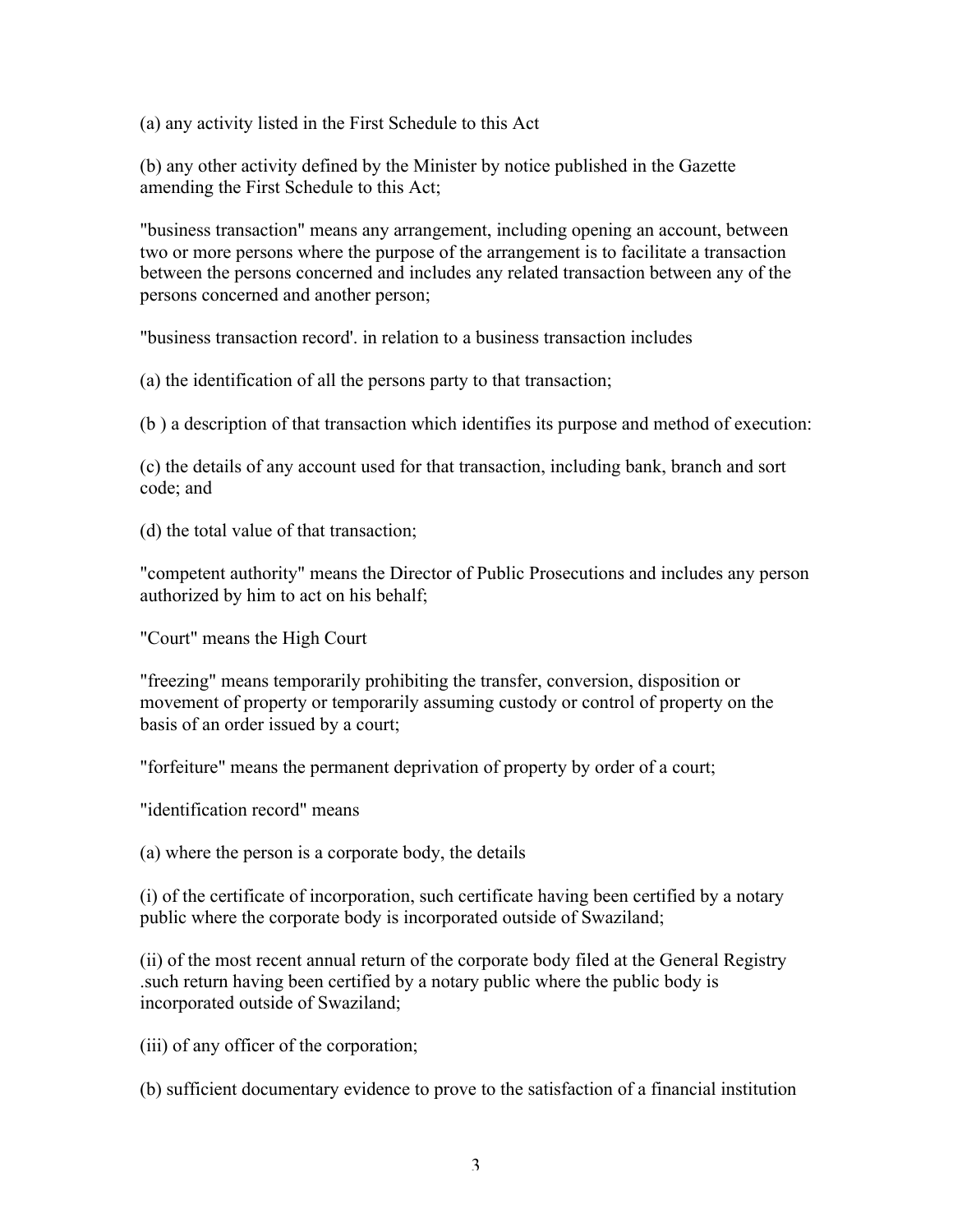(a) any activity listed in the First Schedule to this Act

(b) any other activity defined by the Minister by notice published in the Gazette amending the First Schedule to this Act;

"business transaction" means any arrangement, including opening an account, between two or more persons where the purpose of the arrangement is to facilitate a transaction between the persons concerned and includes any related transaction between any of the persons concerned and another person;

"business transaction record'. in relation to a business transaction includes

(a) the identification of all the persons party to that transaction;

(b ) a description of that transaction which identifies its purpose and method of execution:

(c) the details of any account used for that transaction, including bank, branch and sort code; and

(d) the total value of that transaction;

"competent authority" means the Director of Public Prosecutions and includes any person authorized by him to act on his behalf;

"Court" means the High Court

"freezing" means temporarily prohibiting the transfer, conversion, disposition or movement of property or temporarily assuming custody or control of property on the basis of an order issued by a court;

"forfeiture" means the permanent deprivation of property by order of a court;

"identification record" means

(a) where the person is a corporate body, the details

(i) of the certificate of incorporation, such certificate having been certified by a notary public where the corporate body is incorporated outside of Swaziland;

(ii) of the most recent annual return of the corporate body filed at the General Registry .such return having been certified by a notary public where the public body is incorporated outside of Swaziland;

(iii) of any officer of the corporation;

(b) sufficient documentary evidence to prove to the satisfaction of a financial institution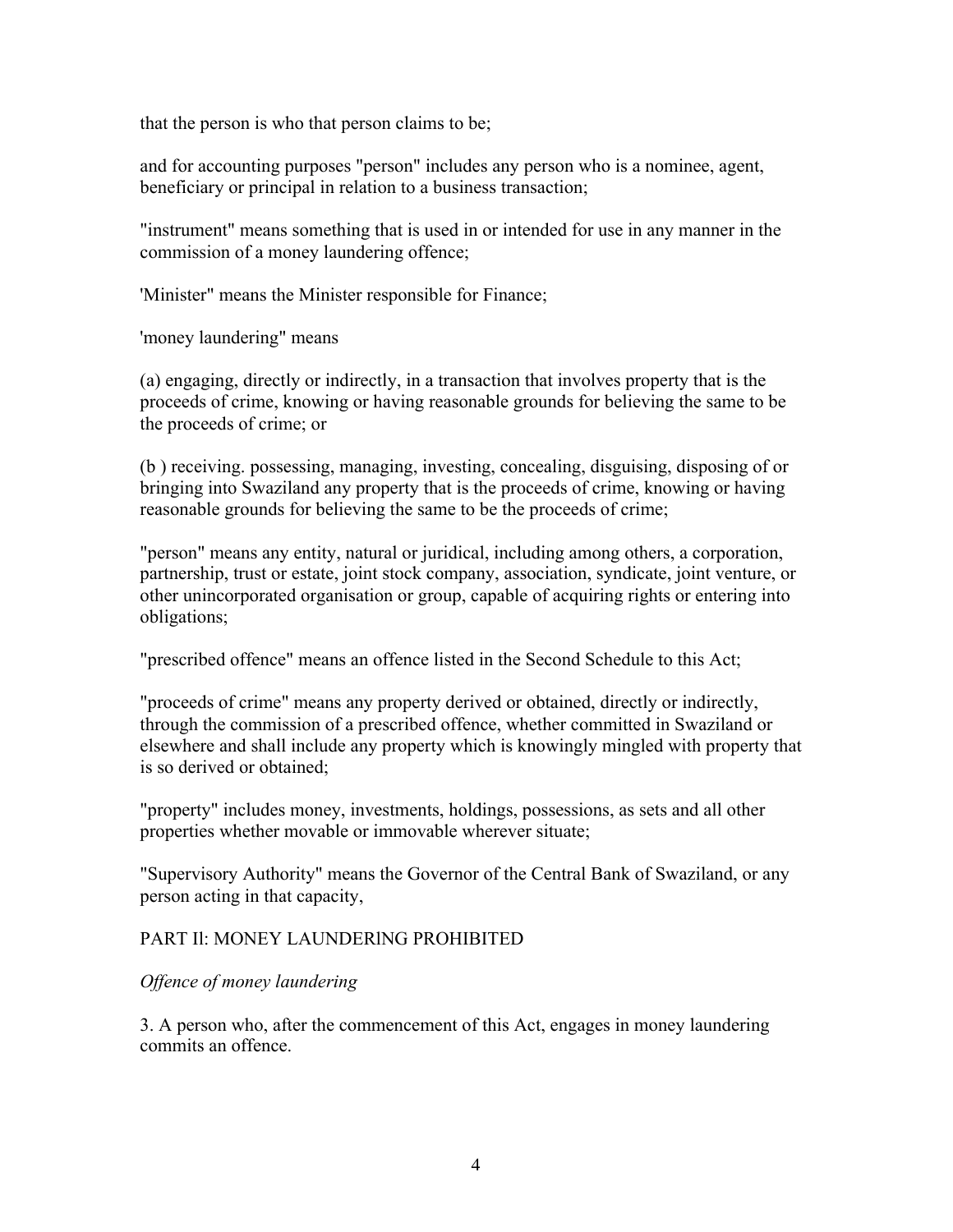that the person is who that person claims to be;

and for accounting purposes "person" includes any person who is a nominee, agent, beneficiary or principal in relation to a business transaction;

"instrument" means something that is used in or intended for use in any manner in the commission of a money laundering offence;

'Minister" means the Minister responsible for Finance;

'money laundering" means

(a) engaging, directly or indirectly, in a transaction that involves property that is the proceeds of crime, knowing or having reasonable grounds for believing the same to be the proceeds of crime; or

(b ) receiving. possessing, managing, investing, concealing, disguising, disposing of or bringing into Swaziland any property that is the proceeds of crime, knowing or having reasonable grounds for believing the same to be the proceeds of crime;

"person" means any entity, natural or juridical, including among others, a corporation, partnership, trust or estate, joint stock company, association, syndicate, joint venture, or other unincorporated organisation or group, capable of acquiring rights or entering into obligations;

"prescribed offence" means an offence listed in the Second Schedule to this Act;

"proceeds of crime" means any property derived or obtained, directly or indirectly, through the commission of a prescribed offence, whether committed in Swaziland or elsewhere and shall include any property which is knowingly mingled with property that is so derived or obtained;

"property" includes money, investments, holdings, possessions, as sets and all other properties whether movable or immovable wherever situate;

"Supervisory Authority" means the Governor of the Central Bank of Swaziland, or any person acting in that capacity,

## PART Il: MONEY LAUNDERING PROHIBITED

*Offence of money laundering*

3. A person who, after the commencement of this Act, engages in money laundering commits an offence.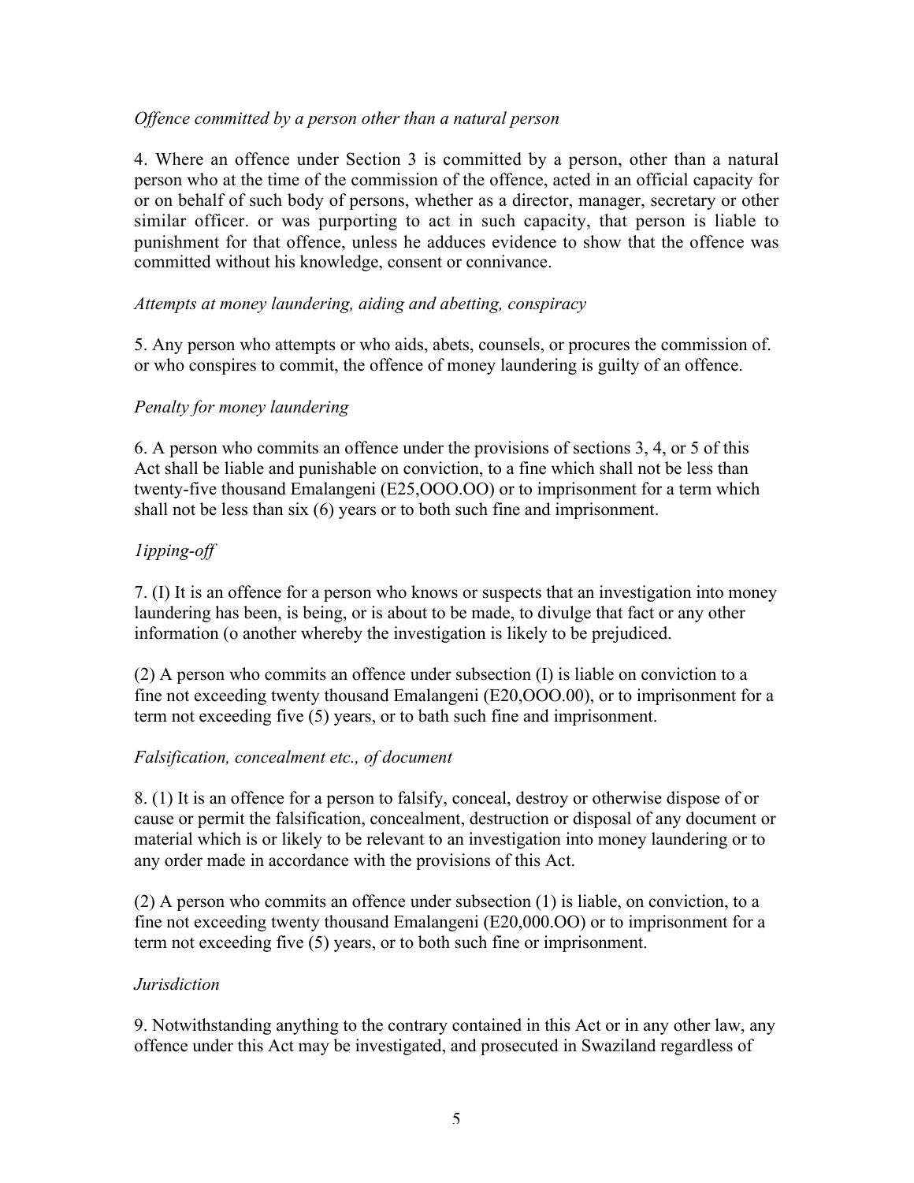*Offence committed by a person other than a natural person*

4. Where an offence under Section 3 is committed by a person, other than a natural person who at the time of the commission of the offence, acted in an official capacity for or on behalf of such body of persons, whether as a director, manager, secretary or other similar officer. or was purporting to act in such capacity, that person is liable to punishment for that offence, unless he adduces evidence to show that the offence was committed without his knowledge, consent or connivance.

*Attempts at money laundering, aiding and abetting, conspiracy*

5. Any person who attempts or who aids, abets, counsels, or procures the commission of. or who conspires to commit, the offence of money laundering is guilty of an offence.

*Penalty for money laundering*

6. A person who commits an offence under the provisions of sections 3, 4, or 5 of this Act shall be liable and punishable on conviction, to a fine which shall not be less than twenty-five thousand Emalangeni (E25,OOO.OO) or to imprisonment for a term which shall not be less than six (6) years or to both such fine and imprisonment.

*1ipping-off*

7. (I) It is an offence for a person who knows or suspects that an investigation into money laundering has been, is being, or is about to be made, to divulge that fact or any other information (o another whereby the investigation is likely to be prejudiced.

(2) A person who commits an offence under subsection (I) is liable on conviction to a fine not exceeding twenty thousand Emalangeni (E20,OOO.00), or to imprisonment for a term not exceeding five (5) years, or to bath such fine and imprisonment.

*Falsification, concealment etc., of document*

8. (1) It is an offence for a person to falsify, conceal, destroy or otherwise dispose of or cause or permit the falsification, concealment, destruction or disposal of any document or material which is or likely to be relevant to an investigation into money laundering or to any order made in accordance with the provisions of this Act.

(2) A person who commits an offence under subsection (1) is liable, on conviction, to a fine not exceeding twenty thousand Emalangeni (E20,000.OO) or to imprisonment for a term not exceeding five (5) years, or to both such fine or imprisonment.

*Jurisdiction*

9. Notwithstanding anything to the contrary contained in this Act or in any other law, any offence under this Act may be investigated, and prosecuted in Swaziland regardless of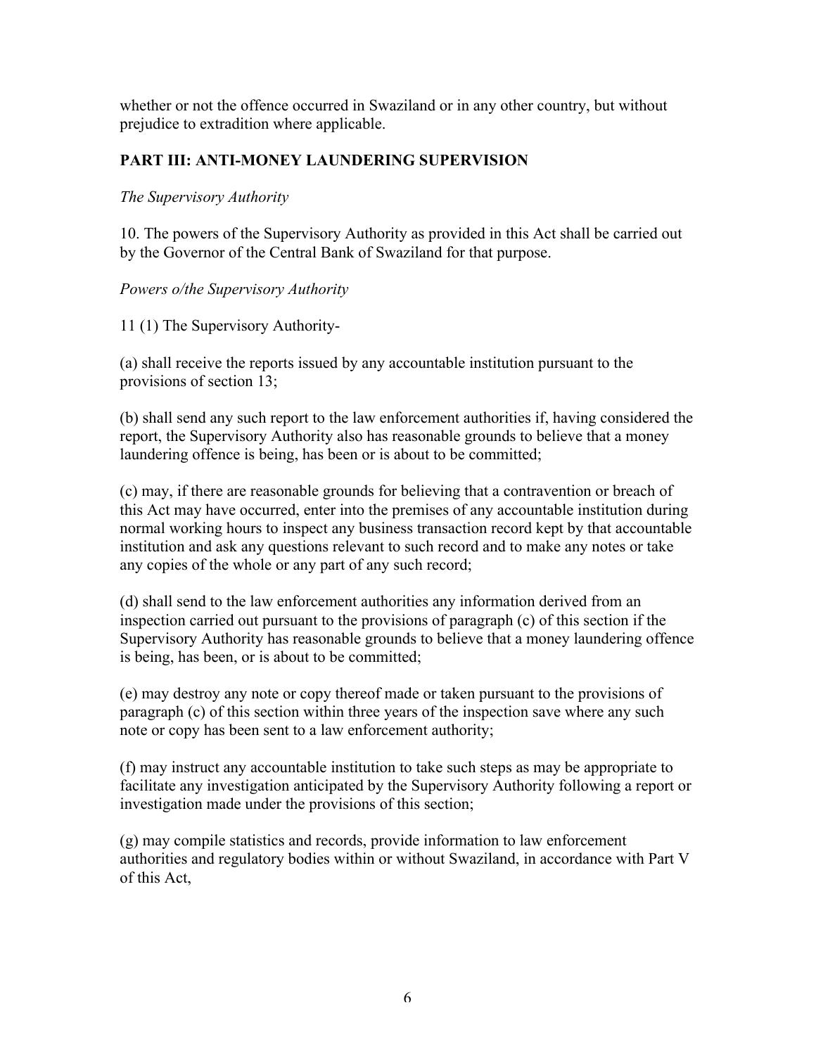whether or not the offence occurred in Swaziland or in any other country, but without prejudice to extradition where applicable.

## PART III: ANTI-MONEY LAUNDERING SUPERVISION

*The Supervisory Authority*

10. The powers of the Supervisory Authority as provided in this Act shall be carried out by the Governor of the Central Bank of Swaziland for that purpose.

*Powers o/the Supervisory Authority*

11 (1) The Supervisory Authority-

(a) shall receive the reports issued by any accountable institution pursuant to the provisions of section 13;

(b) shall send any such report to the law enforcement authorities if, having considered the report, the Supervisory Authority also has reasonable grounds to believe that a money laundering offence is being, has been or is about to be committed;

(c) may, if there are reasonable grounds for believing that a contravention or breach of this Act may have occurred, enter into the premises of any accountable institution during normal working hours to inspect any business transaction record kept by that accountable institution and ask any questions relevant to such record and to make any notes or take any copies of the whole or any part of any such record;

(d) shall send to the law enforcement authorities any information derived from an inspection carried out pursuant to the provisions of paragraph (c) of this section if the Supervisory Authority has reasonable grounds to believe that a money laundering offence is being, has been, or is about to be committed;

(e) may destroy any note or copy thereof made or taken pursuant to the provisions of paragraph (c) of this section within three years of the inspection save where any such note or copy has been sent to a law enforcement authority;

(f) may instruct any accountable institution to take such steps as may be appropriate to facilitate any investigation anticipated by the Supervisory Authority following a report or investigation made under the provisions of this section;

(g) may compile statistics and records, provide information to law enforcement authorities and regulatory bodies within or without Swaziland, in accordance with Part V of this Act,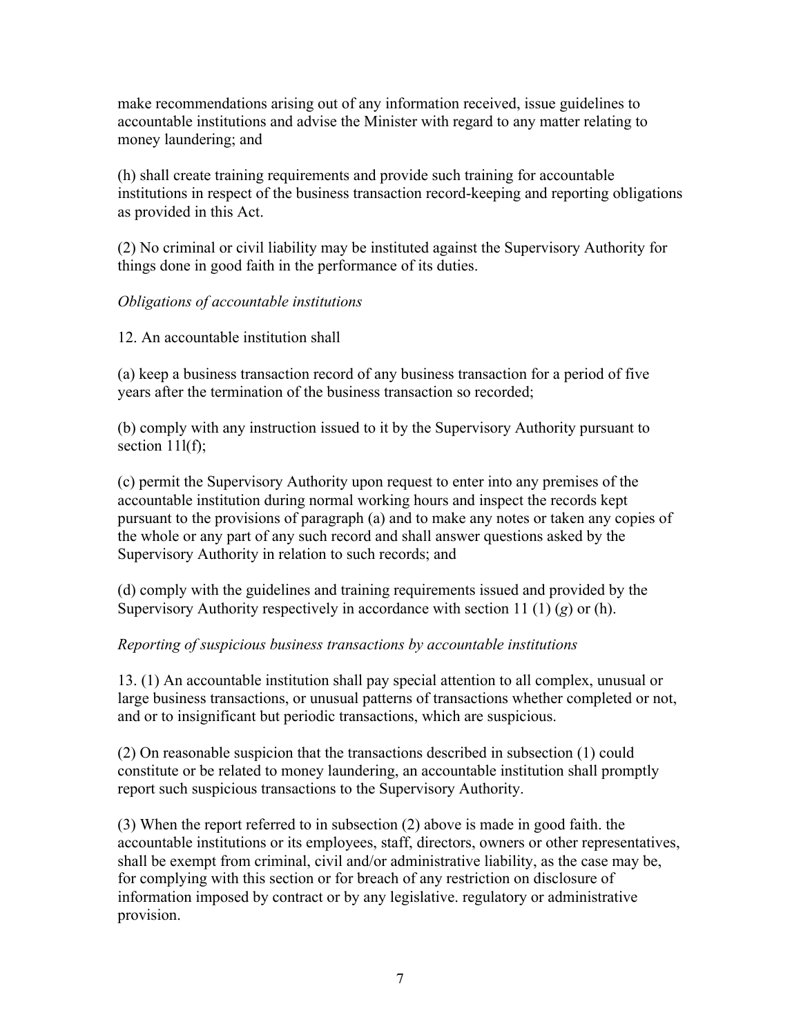make recommendations arising out of any information received, issue guidelines to accountable institutions and advise the Minister with regard to any matter relating to money laundering; and

(h) shall create training requirements and provide such training for accountable institutions in respect of the business transaction record-keeping and reporting obligations as provided in this Act.

(2) No criminal or civil liability may be instituted against the Supervisory Authority for things done in good faith in the performance of its duties.

*Obligations of accountable institutions*

12. An accountable institution shall

(a) keep a business transaction record of any business transaction for a period of five years after the termination of the business transaction so recorded;

(b) comply with any instruction issued to it by the Supervisory Authority pursuant to section 11l(f);

(c) permit the Supervisory Authority upon request to enter into any premises of the accountable institution during normal working hours and inspect the records kept pursuant to the provisions of paragraph (a) and to make any notes or taken any copies of the whole or any part of any such record and shall answer questions asked by the Supervisory Authority in relation to such records; and

(d) comply with the guidelines and training requirements issued and provided by the Supervisory Authority respectively in accordance with section 11 (1) (*g*) or (h).

*Reporting of suspicious business transactions by accountable institutions*

13. (1) An accountable institution shall pay special attention to all complex, unusual or large business transactions, or unusual patterns of transactions whether completed or not, and or to insignificant but periodic transactions, which are suspicious.

(2) On reasonable suspicion that the transactions described in subsection (1) could constitute or be related to money laundering, an accountable institution shall promptly report such suspicious transactions to the Supervisory Authority.

(3) When the report referred to in subsection (2) above is made in good faith. the accountable institutions or its employees, staff, directors, owners or other representatives, shall be exempt from criminal, civil and/or administrative liability, as the case may be, for complying with this section or for breach of any restriction on disclosure of information imposed by contract or by any legislative. regulatory or administrative provision.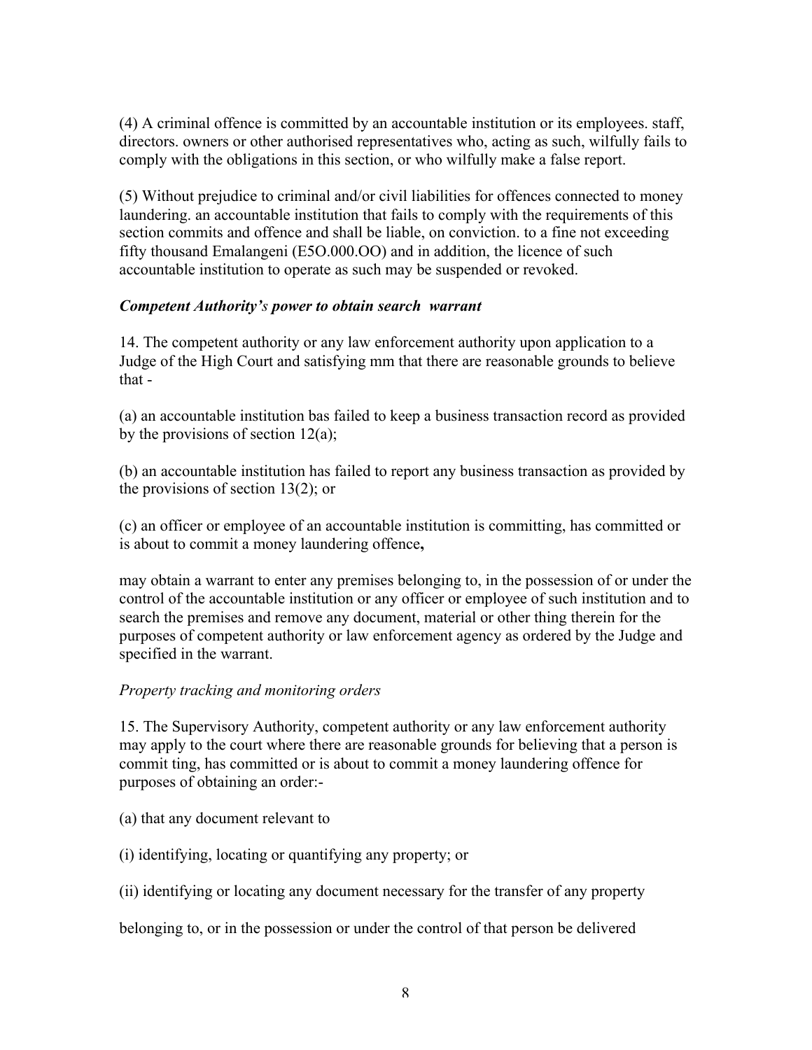(4) A criminal offence is committed by an accountable institution or its employees. staff, directors. owners or other authorised representatives who, acting as such, wilfully fails to comply with the obligations in this section, or who wilfully make a false report.

(5) Without prejudice to criminal and/or civil liabilities for offences connected to money laundering. an accountable institution that fails to comply with the requirements of this section commits and offence and shall be liable, on conviction. to a fine not exceeding fifty thousand Emalangeni (E5O.000.OO) and in addition, the licence of such accountable institution to operate as such may be suspended or revoked.

***Competent Authority's power to obtain search warrant***

14. The competent authority or any law enforcement authority upon application to a Judge of the High Court and satisfying mm that there are reasonable grounds to believe that -

(a) an accountable institution bas failed to keep a business transaction record as provided by the provisions of section 12(a);

(b) an accountable institution has failed to report any business transaction as provided by the provisions of section 13(2); or

(c) an officer or employee of an accountable institution is committing, has committed or is about to commit a money laundering offence**,**

may obtain a warrant to enter any premises belonging to, in the possession of or under the control of the accountable institution or any officer or employee of such institution and to search the premises and remove any document, material or other thing therein for the purposes of competent authority or law enforcement agency as ordered by the Judge and specified in the warrant.

*Property tracking and monitoring orders*

15. The Supervisory Authority, competent authority or any law enforcement authority may apply to the court where there are reasonable grounds for believing that a person is commit ting, has committed or is about to commit a money laundering offence for purposes of obtaining an order:-

(a) that any document relevant to

(i) identifying, locating or quantifying any property; or

(ii) identifying or locating any document necessary for the transfer of any property

belonging to, or in the possession or under the control of that person be delivered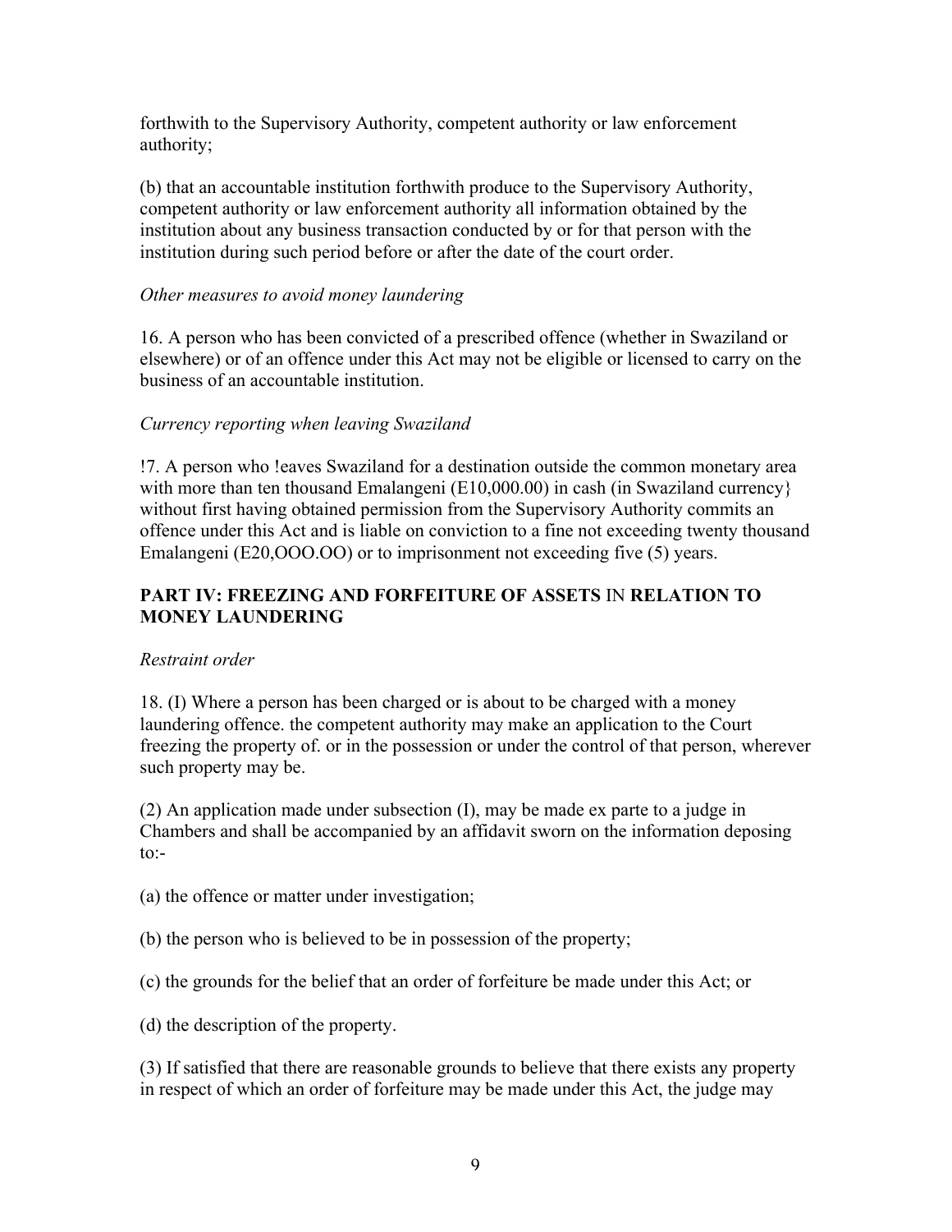forthwith to the Supervisory Authority, competent authority or law enforcement authority;

(b) that an accountable institution forthwith produce to the Supervisory Authority, competent authority or law enforcement authority all information obtained by the institution about any business transaction conducted by or for that person with the institution during such period before or after the date of the court order.

*Other measures to avoid money laundering*

16. A person who has been convicted of a prescribed offence (whether in Swaziland or elsewhere) or of an offence under this Act may not be eligible or licensed to carry on the business of an accountable institution.

*Currency reporting when leaving Swaziland*

!7. A person who !eaves Swaziland for a destination outside the common monetary area with more than ten thousand Emalangeni (E10,000.00) in cash (in Swaziland currency} without first having obtained permission from the Supervisory Authority commits an offence under this Act and is liable on conviction to a fine not exceeding twenty thousand Emalangeni (E20,OOO.OO) or to imprisonment not exceeding five (5) years.

## PART IV: FREEZING AND FORFEITURE OF ASSETS IN RELATION TO MONEY LAUNDERING

*Restraint order*

18. (I) Where a person has been charged or is about to be charged with a money laundering offence. the competent authority may make an application to the Court freezing the property of. or in the possession or under the control of that person, wherever such property may be.

(2) An application made under subsection (I), may be made ex parte to a judge in Chambers and shall be accompanied by an affidavit sworn on the information deposing to:-

(a) the offence or matter under investigation;

(b) the person who is believed to be in possession of the property;

(c) the grounds for the belief that an order of forfeiture be made under this Act; or

(d) the description of the property.

(3) If satisfied that there are reasonable grounds to believe that there exists any property in respect of which an order of forfeiture may be made under this Act, the judge may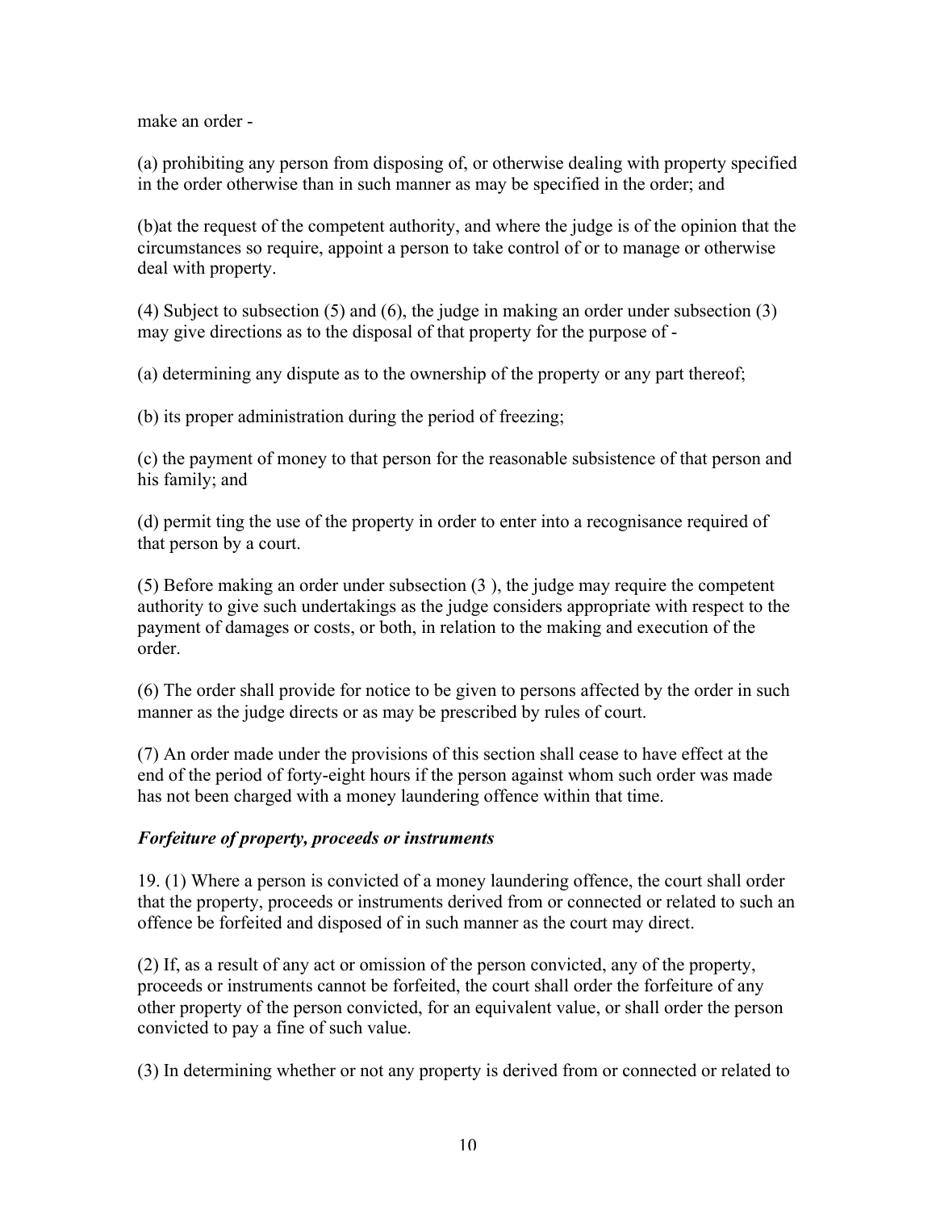make an order -

(a) prohibiting any person from disposing of, or otherwise dealing with property specified in the order otherwise than in such manner as may be specified in the order; and

(b)at the request of the competent authority, and where the judge is of the opinion that the circumstances so require, appoint a person to take control of or to manage or otherwise deal with property.

(4) Subject to subsection (5) and (6), the judge in making an order under subsection (3) may give directions as to the disposal of that property for the purpose of -

(a) determining any dispute as to the ownership of the property or any part thereof;

(b) its proper administration during the period of freezing;

(c) the payment of money to that person for the reasonable subsistence of that person and his family; and

(d) permit ting the use of the property in order to enter into a recognisance required of that person by a court.

(5) Before making an order under subsection (3 ), the judge may require the competent authority to give such undertakings as the judge considers appropriate with respect to the payment of damages or costs, or both, in relation to the making and execution of the order.

(6) The order shall provide for notice to be given to persons affected by the order in such manner as the judge directs or as may be prescribed by rules of court.

(7) An order made under the provisions of this section shall cease to have effect at the end of the period of forty-eight hours if the person against whom such order was made has not been charged with a money laundering offence within that time.

***Forfeiture of property, proceeds or instruments***

19. (1) Where a person is convicted of a money laundering offence, the court shall order that the property, proceeds or instruments derived from or connected or related to such an offence be forfeited and disposed of in such manner as the court may direct.

(2) If, as a result of any act or omission of the person convicted, any of the property, proceeds or instruments cannot be forfeited, the court shall order the forfeiture of any other property of the person convicted, for an equivalent value, or shall order the person convicted to pay a fine of such value.

(3) In determining whether or not any property is derived from or connected or related to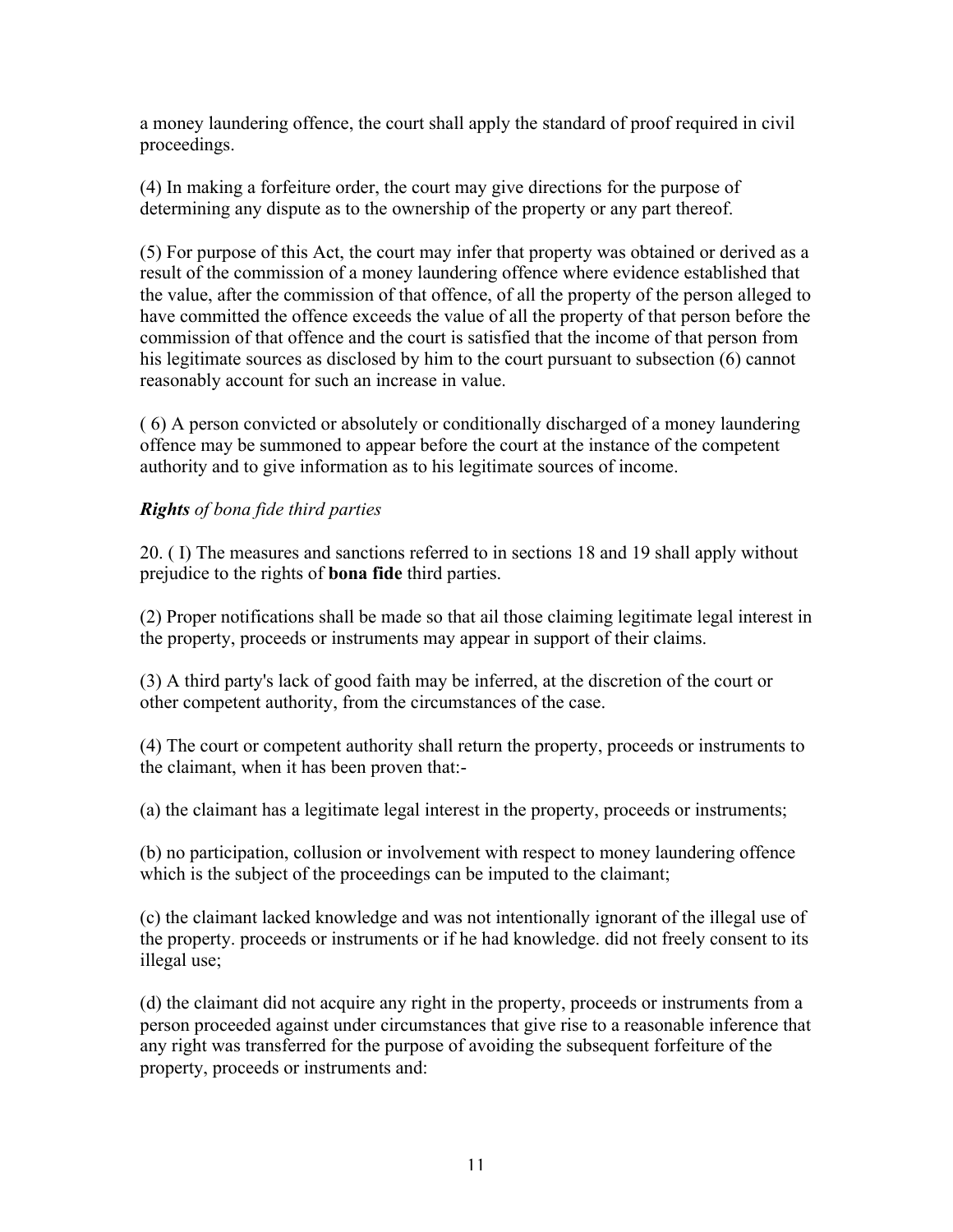a money laundering offence, the court shall apply the standard of proof required in civil proceedings.

(4) In making a forfeiture order, the court may give directions for the purpose of determining any dispute as to the ownership of the property or any part thereof.

(5) For purpose of this Act, the court may infer that property was obtained or derived as a result of the commission of a money laundering offence where evidence established that the value, after the commission of that offence, of all the property of the person alleged to have committed the offence exceeds the value of all the property of that person before the commission of that offence and the court is satisfied that the income of that person from his legitimate sources as disclosed by him to the court pursuant to subsection (6) cannot reasonably account for such an increase in value.

( 6) A person convicted or absolutely or conditionally discharged of a money laundering offence may be summoned to appear before the court at the instance of the competent authority and to give information as to his legitimate sources of income.

***Rights*** *of bona fide third parties*

20. ( I) The measures and sanctions referred to in sections 18 and 19 shall apply without prejudice to the rights of **bona fide** third parties.

(2) Proper notifications shall be made so that ail those claiming legitimate legal interest in the property, proceeds or instruments may appear in support of their claims.

(3) A third party's lack of good faith may be inferred, at the discretion of the court or other competent authority, from the circumstances of the case.

(4) The court or competent authority shall return the property, proceeds or instruments to the claimant, when it has been proven that:-

(a) the claimant has a legitimate legal interest in the property, proceeds or instruments;

(b) no participation, collusion or involvement with respect to money laundering offence which is the subject of the proceedings can be imputed to the claimant;

(c) the claimant lacked knowledge and was not intentionally ignorant of the illegal use of the property. proceeds or instruments or if he had knowledge. did not freely consent to its illegal use;

(d) the claimant did not acquire any right in the property, proceeds or instruments from a person proceeded against under circumstances that give rise to a reasonable inference that any right was transferred for the purpose of avoiding the subsequent forfeiture of the property, proceeds or instruments and: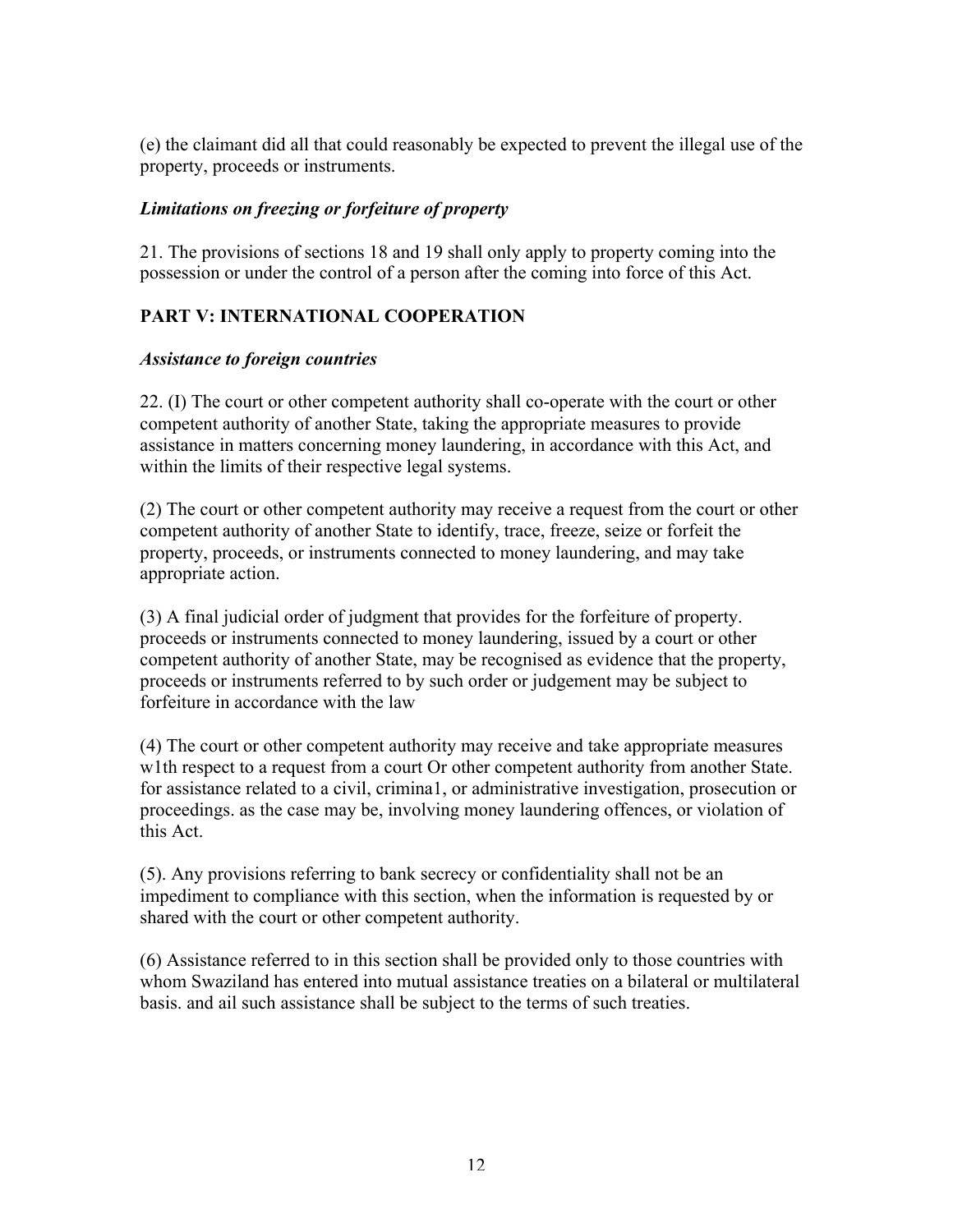(e) the claimant did all that could reasonably be expected to prevent the illegal use of the property, proceeds or instruments.

### *Limitations on freezing or forfeiture of property*

21. The provisions of sections 18 and 19 shall only apply to property coming into the possession or under the control of a person after the coming into force of this Act.

## PART V: INTERNATIONAL COOPERATION

### *Assistance to foreign countries*

22. (I) The court or other competent authority shall co-operate with the court or other competent authority of another State, taking the appropriate measures to provide assistance in matters concerning money laundering, in accordance with this Act, and within the limits of their respective legal systems.

(2) The court or other competent authority may receive a request from the court or other competent authority of another State to identify, trace, freeze, seize or forfeit the property, proceeds, or instruments connected to money laundering, and may take appropriate action.

(3) A final judicial order of judgment that provides for the forfeiture of property. proceeds or instruments connected to money laundering, issued by a court or other competent authority of another State, may be recognised as evidence that the property, proceeds or instruments referred to by such order or judgement may be subject to forfeiture in accordance with the law

(4) The court or other competent authority may receive and take appropriate measures w1th respect to a request from a court Or other competent authority from another State. for assistance related to a civil, crimina1, or administrative investigation, prosecution or proceedings. as the case may be, involving money laundering offences, or violation of this Act.

(5). Any provisions referring to bank secrecy or confidentiality shall not be an impediment to compliance with this section, when the information is requested by or shared with the court or other competent authority.

(6) Assistance referred to in this section shall be provided only to those countries with whom Swaziland has entered into mutual assistance treaties on a bilateral or multilateral basis. and ail such assistance shall be subject to the terms of such treaties.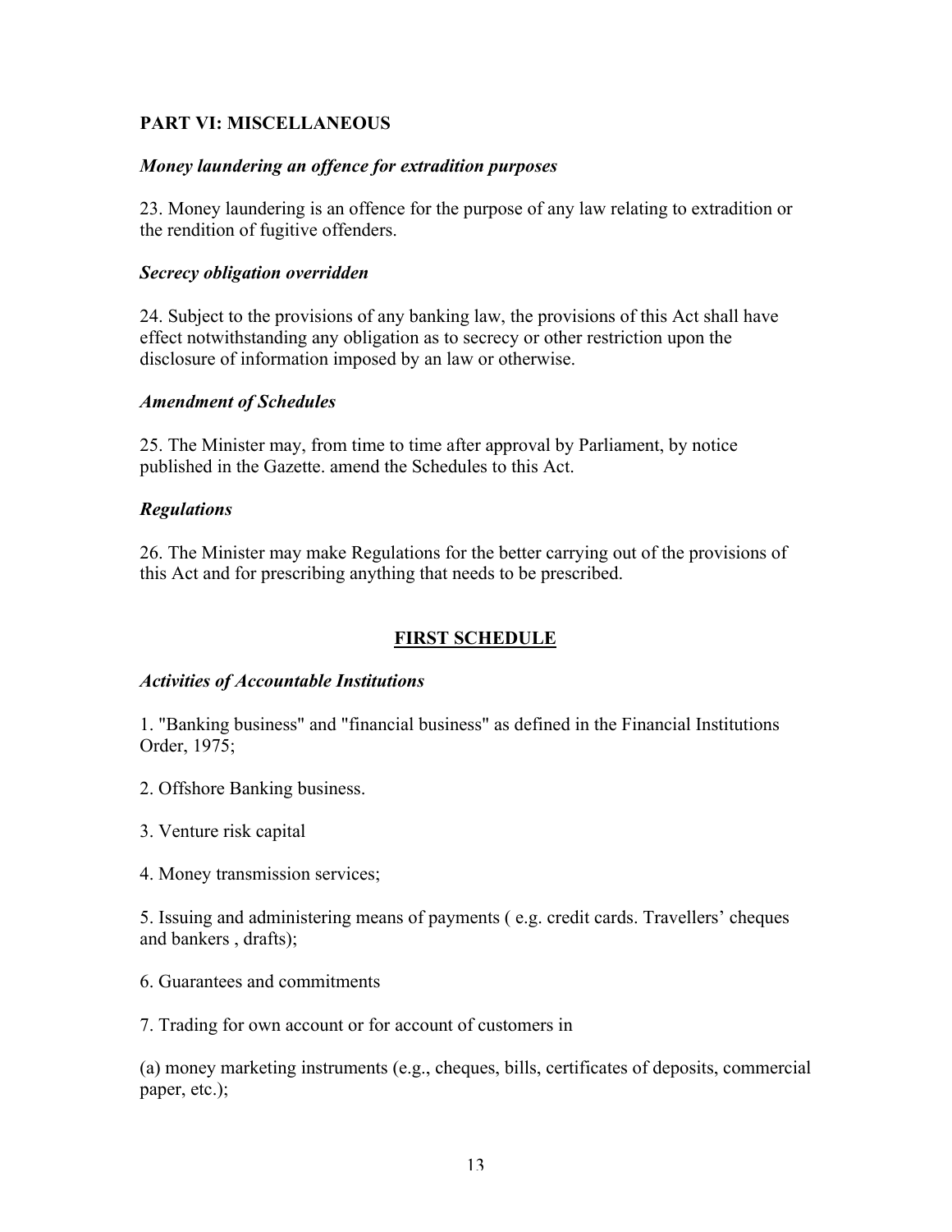## PART VI: MISCELLANEOUS

### *Money laundering an offence for extradition purposes*

23. Money laundering is an offence for the purpose of any law relating to extradition or the rendition of fugitive offenders.

### *Secrecy obligation overridden*

24. Subject to the provisions of any banking law, the provisions of this Act shall have effect notwithstanding any obligation as to secrecy or other restriction upon the disclosure of information imposed by an law or otherwise.

### *Amendment of Schedules*

25. The Minister may, from time to time after approval by Parliament, by notice published in the Gazette. amend the Schedules to this Act.

### *Regulations*

26. The Minister may make Regulations for the better carrying out of the provisions of this Act and for prescribing anything that needs to be prescribed.

## FIRST SCHEDULE

### *Activities of Accountable Institutions*

1. "Banking business" and "financial business" as defined in the Financial Institutions Order, 1975;

2. Offshore Banking business.

3. Venture risk capital

4. Money transmission services;

5. Issuing and administering means of payments ( e.g. credit cards. Travellers' cheques and bankers , drafts);

6. Guarantees and commitments

7. Trading for own account or for account of customers in

(a) money marketing instruments (e.g., cheques, bills, certificates of deposits, commercial paper, etc.);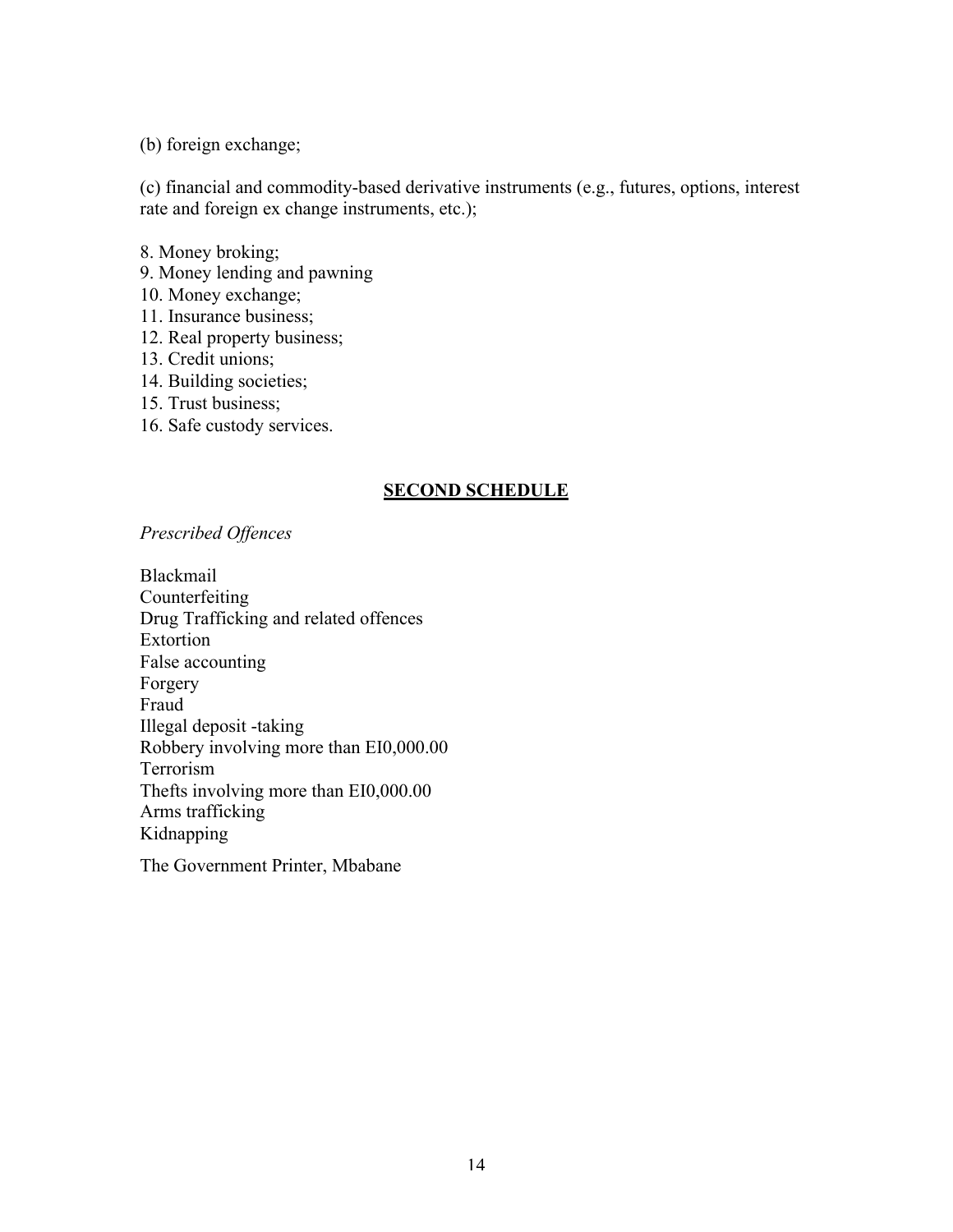(b) foreign exchange;

(c) financial and commodity-based derivative instruments (e.g., futures, options, interest rate and foreign ex change instruments, etc.);

8. Money broking;
9. Money lending and pawning
10. Money exchange;
11. Insurance business;
12. Real property business;
13. Credit unions;
14. Building societies;
15. Trust business;
16. Safe custody services.

## **SECOND SCHEDULE**

*Prescribed Offences*

Blackmail
Counterfeiting
Drug Trafficking and related offences
Extortion
False accounting
Forgery
Fraud
Illegal deposit -taking
Robbery involving more than EI0,000.00
Terrorism
Thefts involving more than EI0,000.00
Arms trafficking
Kidnapping

The Government Printer, Mbabane